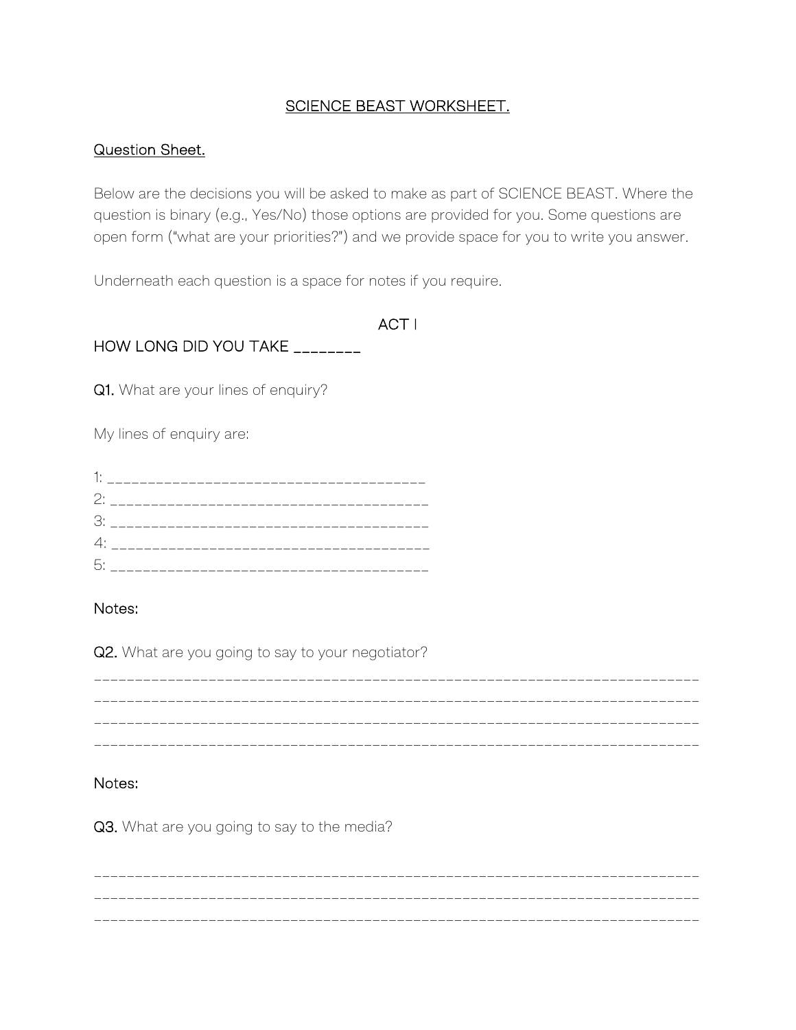# SCIENCE BEAST WORKSHEET.

## Question Sheet.

Below are the decisions you will be asked to make as part of SCIENCE BEAST. Where the question is binary (e.g., Yes/No) those options are provided for you. Some questions are open form ("what are your priorities?") and we provide space for you to write you answer.

Underneath each question is a space for notes if you require.

### ACT I

HOW LONG DID YOU TAKE ________

**Q1.** What are your lines of enquiry?

My lines of enquiry are:

1: ______________________________________
2: ______________________________________
3: ______________________________________
4: ______________________________________
5: ______________________________________

Notes:

**Q2.** What are you going to say to your negotiator?

__________________________________________________________________________
__________________________________________________________________________
__________________________________________________________________________
__________________________________________________________________________

Notes:

**Q3.** What are you going to say to the media?

__________________________________________________________________________
__________________________________________________________________________
__________________________________________________________________________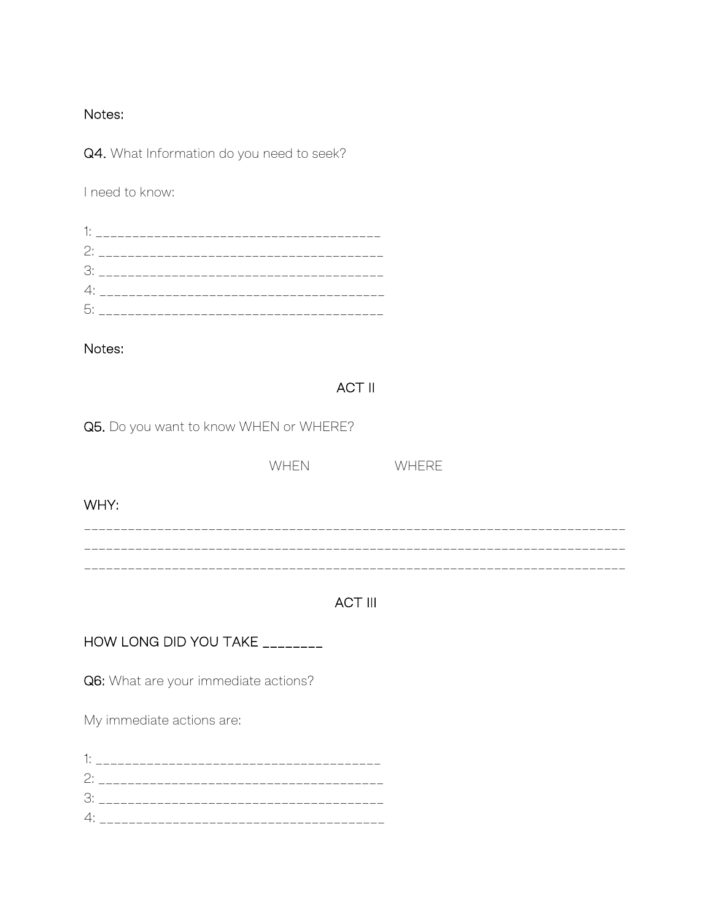Notes:

**Q4.** What Information do you need to seek?

I need to know:

1: ______________________________________
2: ______________________________________
3: ______________________________________
4: ______________________________________
5: ______________________________________

Notes:

## ACT II

**Q5.** Do you want to know WHEN or WHERE?

WHEN WHERE

WHY:

__________________________________________________________________________
__________________________________________________________________________
__________________________________________________________________________

## ACT III

HOW LONG DID YOU TAKE ________

**Q6:** What are your immediate actions?

My immediate actions are:

1: ______________________________________
2: ______________________________________
3: ______________________________________
4: ______________________________________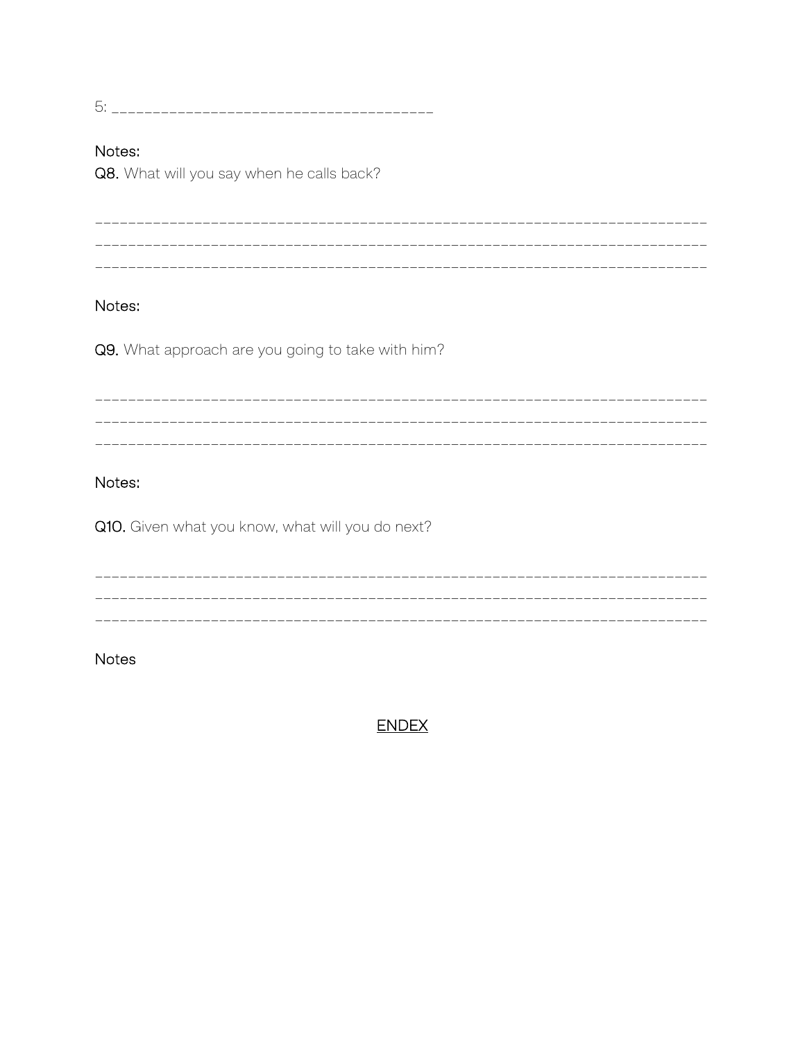5: ______________________________________

Notes:

**Q8.** What will you say when he calls back?

___________________________________________________________________________
___________________________________________________________________________
___________________________________________________________________________

Notes:

**Q9.** What approach are you going to take with him?

___________________________________________________________________________
___________________________________________________________________________
___________________________________________________________________________

Notes:

**Q10.** Given what you know, what will you do next?

___________________________________________________________________________
___________________________________________________________________________
___________________________________________________________________________

Notes

<u>ENDEX</u>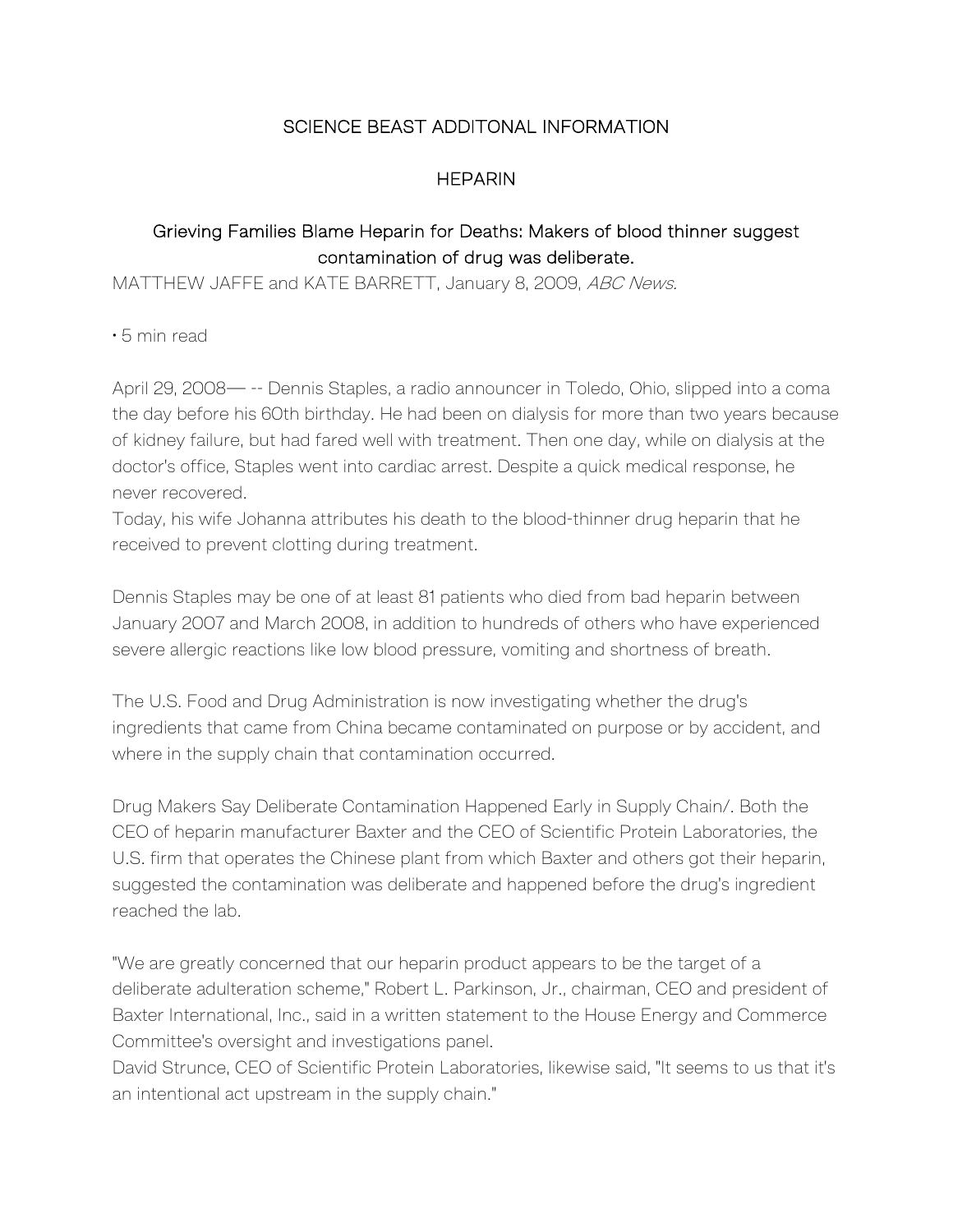# SCIENCE BEAST ADDITONAL INFORMATION

## HEPARIN

### Grieving Families Blame Heparin for Deaths: Makers of blood thinner suggest contamination of drug was deliberate.

MATTHEW JAFFE and KATE BARRETT, January 8, 2009, *ABC News.*

• 5 min read

April 29, 2008— -- Dennis Staples, a radio announcer in Toledo, Ohio, slipped into a coma the day before his 60th birthday. He had been on dialysis for more than two years because of kidney failure, but had fared well with treatment. Then one day, while on dialysis at the doctor's office, Staples went into cardiac arrest. Despite a quick medical response, he never recovered.

Today, his wife Johanna attributes his death to the blood-thinner drug heparin that he received to prevent clotting during treatment.

Dennis Staples may be one of at least 81 patients who died from bad heparin between January 2007 and March 2008, in addition to hundreds of others who have experienced severe allergic reactions like low blood pressure, vomiting and shortness of breath.

The U.S. Food and Drug Administration is now investigating whether the drug's ingredients that came from China became contaminated on purpose or by accident, and where in the supply chain that contamination occurred.

Drug Makers Say Deliberate Contamination Happened Early in Supply Chain/. Both the CEO of heparin manufacturer Baxter and the CEO of Scientific Protein Laboratories, the U.S. firm that operates the Chinese plant from which Baxter and others got their heparin, suggested the contamination was deliberate and happened before the drug's ingredient reached the lab.

"We are greatly concerned that our heparin product appears to be the target of a deliberate adulteration scheme," Robert L. Parkinson, Jr., chairman, CEO and president of Baxter International, Inc., said in a written statement to the House Energy and Commerce Committee's oversight and investigations panel.

David Strunce, CEO of Scientific Protein Laboratories, likewise said, "It seems to us that it's an intentional act upstream in the supply chain."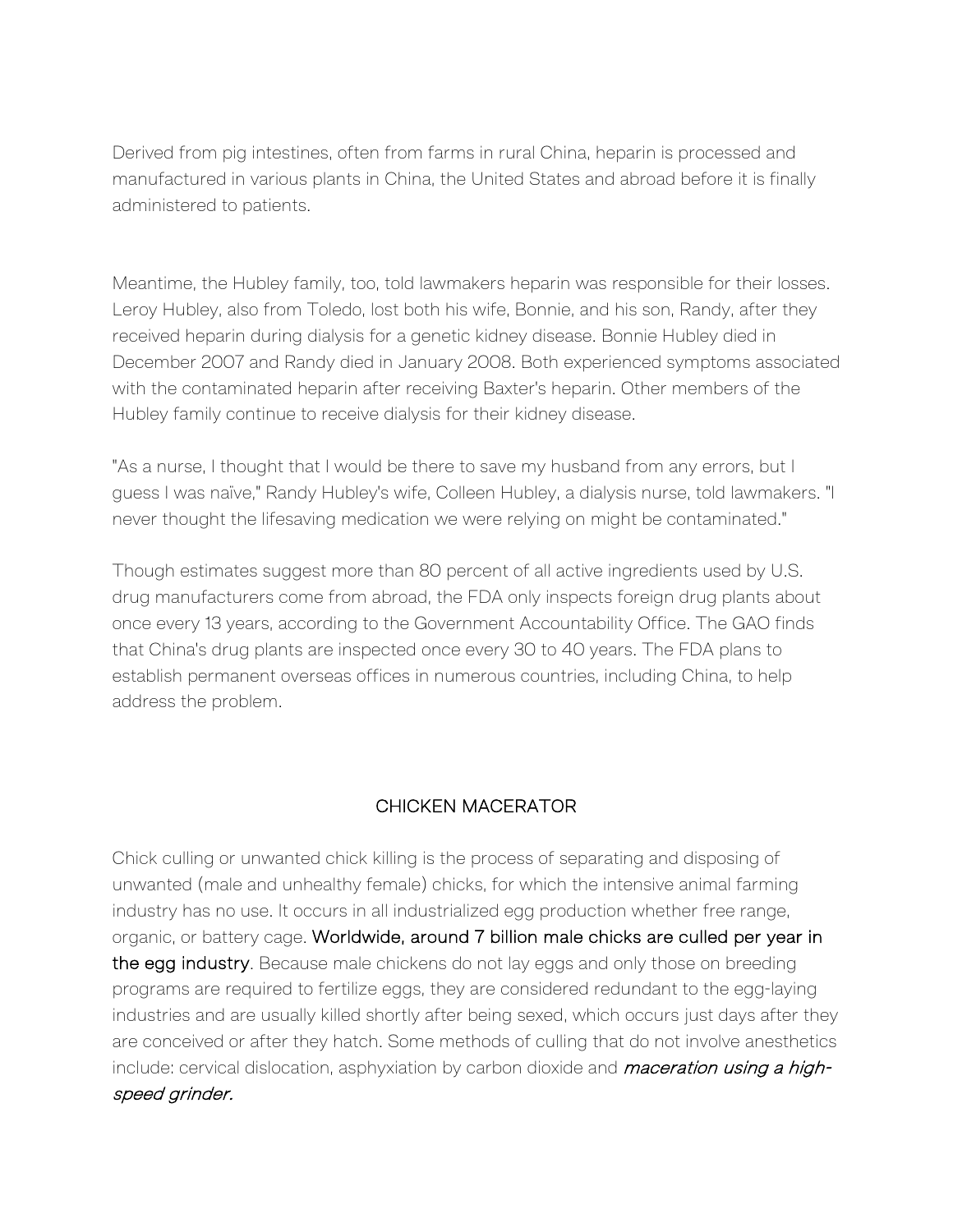Derived from pig intestines, often from farms in rural China, heparin is processed and manufactured in various plants in China, the United States and abroad before it is finally administered to patients.

Meantime, the Hubley family, too, told lawmakers heparin was responsible for their losses. Leroy Hubley, also from Toledo, lost both his wife, Bonnie, and his son, Randy, after they received heparin during dialysis for a genetic kidney disease. Bonnie Hubley died in December 2007 and Randy died in January 2008. Both experienced symptoms associated with the contaminated heparin after receiving Baxter's heparin. Other members of the Hubley family continue to receive dialysis for their kidney disease.

"As a nurse, I thought that I would be there to save my husband from any errors, but I guess I was naïve," Randy Hubley's wife, Colleen Hubley, a dialysis nurse, told lawmakers. "I never thought the lifesaving medication we were relying on might be contaminated."

Though estimates suggest more than 80 percent of all active ingredients used by U.S. drug manufacturers come from abroad, the FDA only inspects foreign drug plants about once every 13 years, according to the Government Accountability Office. The GAO finds that China's drug plants are inspected once every 30 to 40 years. The FDA plans to establish permanent overseas offices in numerous countries, including China, to help address the problem.

## CHICKEN MACERATOR

Chick culling or unwanted chick killing is the process of separating and disposing of unwanted (male and unhealthy female) chicks, for which the intensive animal farming industry has no use. It occurs in all industrialized egg production whether free range, organic, or battery cage. **Worldwide, around 7 billion male chicks are culled per year in the egg industry**. Because male chickens do not lay eggs and only those on breeding programs are required to fertilize eggs, they are considered redundant to the egg-laying industries and are usually killed shortly after being sexed, which occurs just days after they are conceived or after they hatch. Some methods of culling that do not involve anesthetics include: cervical dislocation, asphyxiation by carbon dioxide and ***maceration using a high-speed grinder.***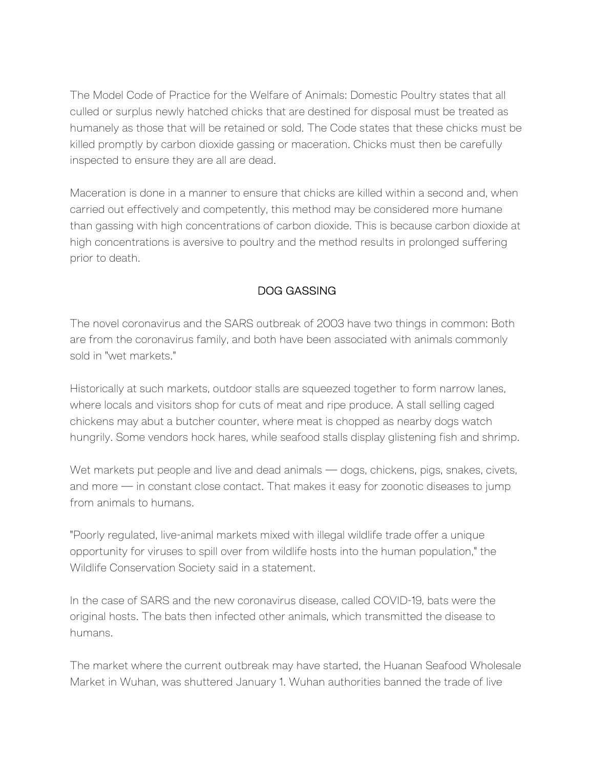The Model Code of Practice for the Welfare of Animals: Domestic Poultry states that all culled or surplus newly hatched chicks that are destined for disposal must be treated as humanely as those that will be retained or sold. The Code states that these chicks must be killed promptly by carbon dioxide gassing or maceration. Chicks must then be carefully inspected to ensure they are all are dead.

Maceration is done in a manner to ensure that chicks are killed within a second and, when carried out effectively and competently, this method may be considered more humane than gassing with high concentrations of carbon dioxide. This is because carbon dioxide at high concentrations is aversive to poultry and the method results in prolonged suffering prior to death.

## DOG GASSING

The novel coronavirus and the SARS outbreak of 2003 have two things in common: Both are from the coronavirus family, and both have been associated with animals commonly sold in "wet markets."

Historically at such markets, outdoor stalls are squeezed together to form narrow lanes, where locals and visitors shop for cuts of meat and ripe produce. A stall selling caged chickens may abut a butcher counter, where meat is chopped as nearby dogs watch hungrily. Some vendors hock hares, while seafood stalls display glistening fish and shrimp.

Wet markets put people and live and dead animals — dogs, chickens, pigs, snakes, civets, and more — in constant close contact. That makes it easy for zoonotic diseases to jump from animals to humans.

"Poorly regulated, live-animal markets mixed with illegal wildlife trade offer a unique opportunity for viruses to spill over from wildlife hosts into the human population," the Wildlife Conservation Society said in a statement.

In the case of SARS and the new coronavirus disease, called COVID-19, bats were the original hosts. The bats then infected other animals, which transmitted the disease to humans.

The market where the current outbreak may have started, the Huanan Seafood Wholesale Market in Wuhan, was shuttered January 1. Wuhan authorities banned the trade of live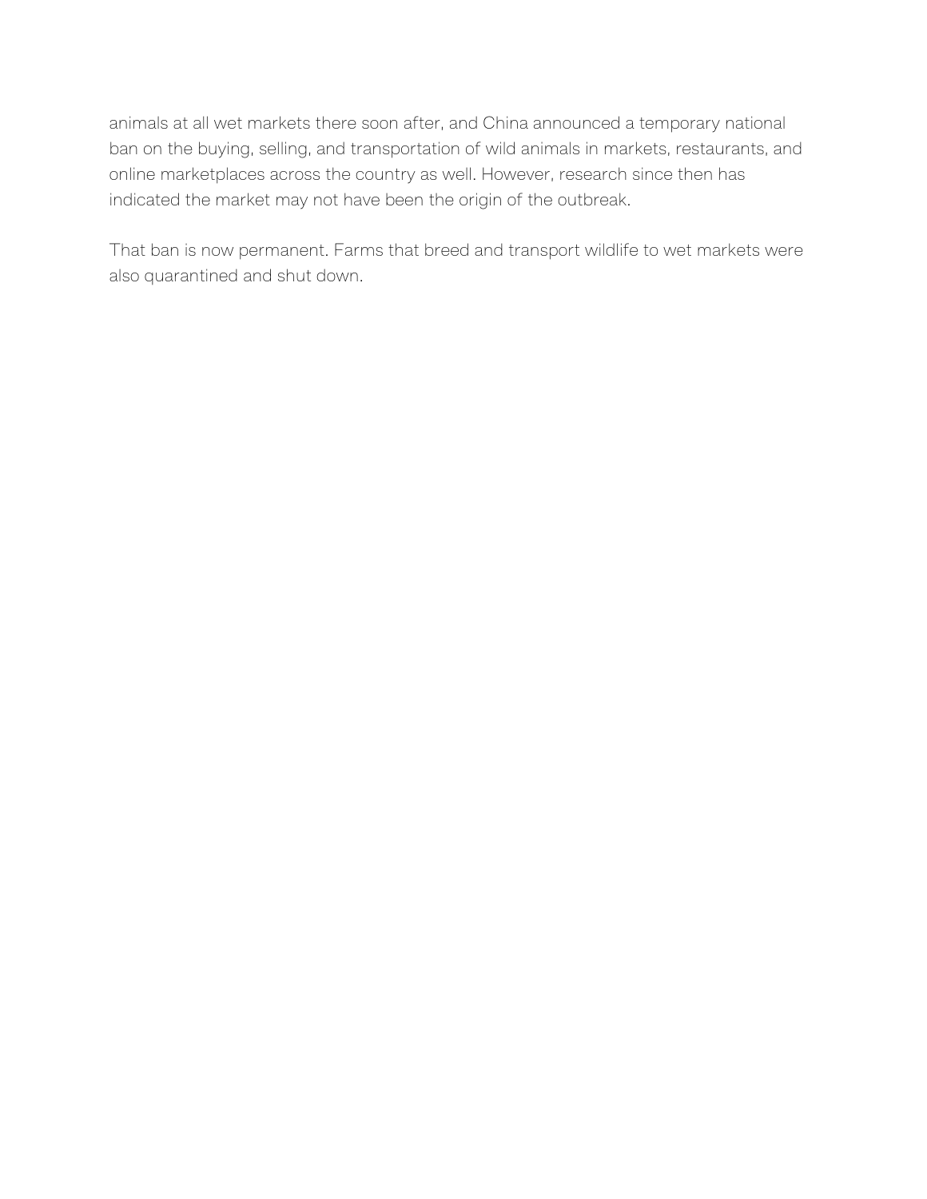animals at all wet markets there soon after, and China announced a temporary national ban on the buying, selling, and transportation of wild animals in markets, restaurants, and online marketplaces across the country as well. However, research since then has indicated the market may not have been the origin of the outbreak.

That ban is now permanent. Farms that breed and transport wildlife to wet markets were also quarantined and shut down.